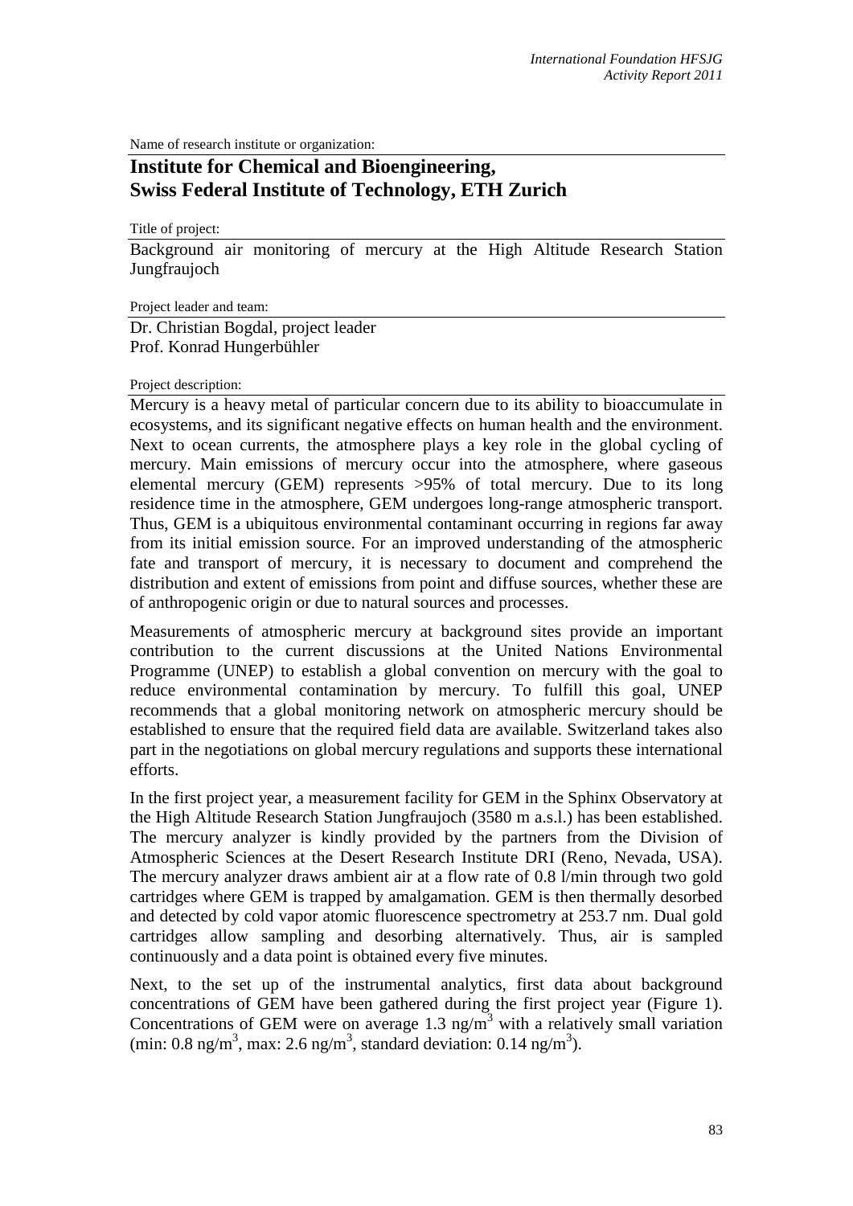Name of research institute or organization:

# Institute for Chemical and Bioengineering, Swiss Federal Institute of Technology, ETH Zurich

Title of project:

Background air monitoring of mercury at the High Altitude Research Station Jungfraujoch

Project leader and team:

Dr. Christian Bogdal, project leader
Prof. Konrad Hungerbühler

Project description:

Mercury is a heavy metal of particular concern due to its ability to bioaccumulate in ecosystems, and its significant negative effects on human health and the environment. Next to ocean currents, the atmosphere plays a key role in the global cycling of mercury. Main emissions of mercury occur into the atmosphere, where gaseous elemental mercury (GEM) represents >95% of total mercury. Due to its long residence time in the atmosphere, GEM undergoes long-range atmospheric transport. Thus, GEM is a ubiquitous environmental contaminant occurring in regions far away from its initial emission source. For an improved understanding of the atmospheric fate and transport of mercury, it is necessary to document and comprehend the distribution and extent of emissions from point and diffuse sources, whether these are of anthropogenic origin or due to natural sources and processes.

Measurements of atmospheric mercury at background sites provide an important contribution to the current discussions at the United Nations Environmental Programme (UNEP) to establish a global convention on mercury with the goal to reduce environmental contamination by mercury. To fulfill this goal, UNEP recommends that a global monitoring network on atmospheric mercury should be established to ensure that the required field data are available. Switzerland takes also part in the negotiations on global mercury regulations and supports these international efforts.

In the first project year, a measurement facility for GEM in the Sphinx Observatory at the High Altitude Research Station Jungfraujoch (3580 m a.s.l.) has been established. The mercury analyzer is kindly provided by the partners from the Division of Atmospheric Sciences at the Desert Research Institute DRI (Reno, Nevada, USA). The mercury analyzer draws ambient air at a flow rate of 0.8 l/min through two gold cartridges where GEM is trapped by amalgamation. GEM is then thermally desorbed and detected by cold vapor atomic fluorescence spectrometry at 253.7 nm. Dual gold cartridges allow sampling and desorbing alternatively. Thus, air is sampled continuously and a data point is obtained every five minutes.

Next, to the set up of the instrumental analytics, first data about background concentrations of GEM have been gathered during the first project year (Figure 1). Concentrations of GEM were on average 1.3 ng/m$^3$ with a relatively small variation (min: 0.8 ng/m$^3$, max: 2.6 ng/m$^3$, standard deviation: 0.14 ng/m$^3$).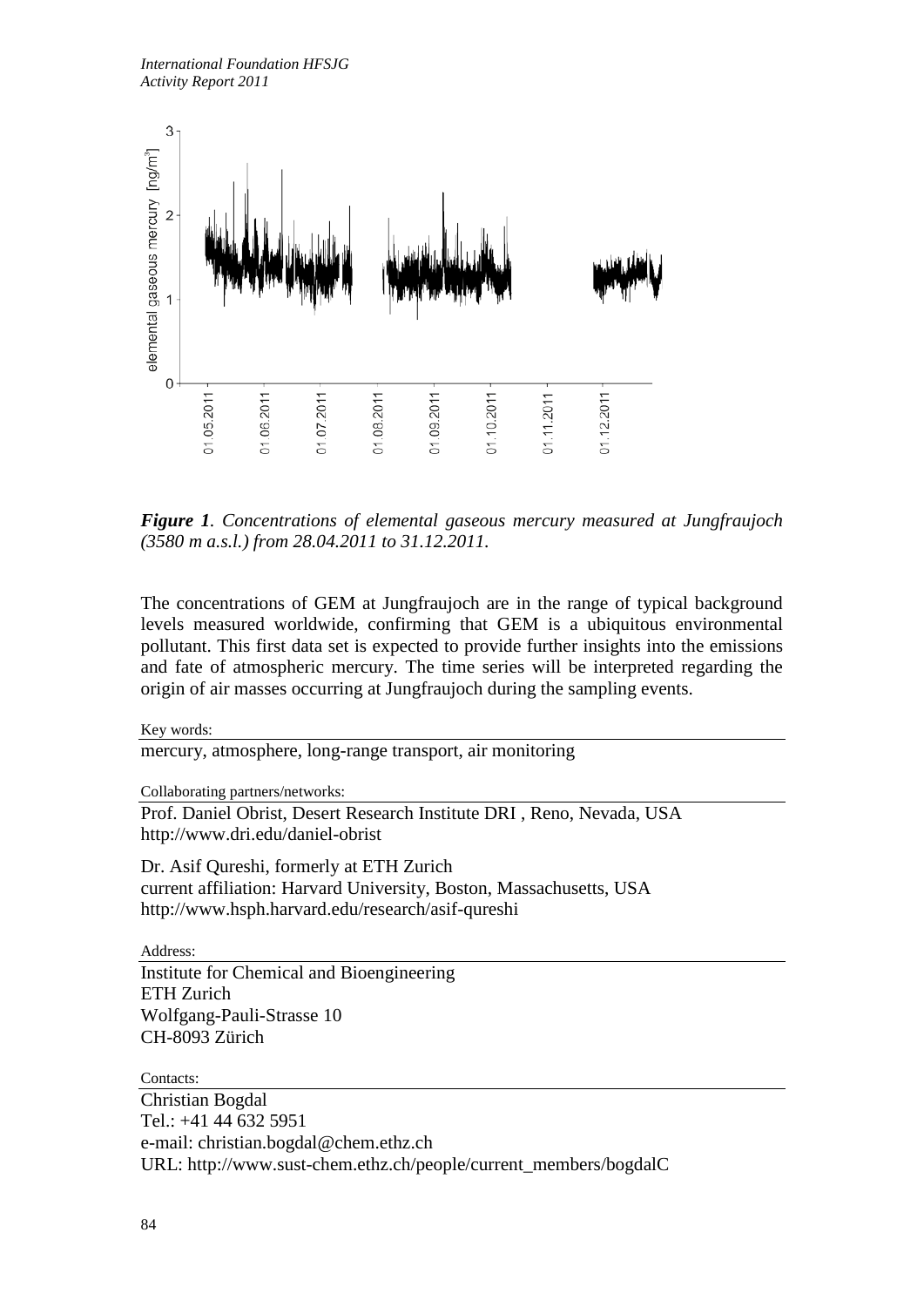3

2

1

0

elemental gaseous mercury [ng/m³]

01.05.2011

01.06.2011

01.07.2011

01.08.2011

01.09.2011

01.10.2011

01.11.2011

01.12.2011

***Figure 1****. Concentrations of elemental gaseous mercury measured at Jungfraujoch (3580 m a.s.l.) from 28.04.2011 to 31.12.2011.*

The concentrations of GEM at Jungfraujoch are in the range of typical background levels measured worldwide, confirming that GEM is a ubiquitous environmental pollutant. This first data set is expected to provide further insights into the emissions and fate of atmospheric mercury. The time series will be interpreted regarding the origin of air masses occurring at Jungfraujoch during the sampling events.

Key words:

mercury, atmosphere, long-range transport, air monitoring

Collaborating partners/networks:

Prof. Daniel Obrist, Desert Research Institute DRI , Reno, Nevada, USA
http://www.dri.edu/daniel-obrist

Dr. Asif Qureshi, formerly at ETH Zurich
current affiliation: Harvard University, Boston, Massachusetts, USA
http://www.hsph.harvard.edu/research/asif-qureshi

Address:

Institute for Chemical and Bioengineering
ETH Zurich
Wolfgang-Pauli-Strasse 10
CH-8093 Zürich

Contacts:

Christian Bogdal
Tel.: +41 44 632 5951
e-mail: christian.bogdal@chem.ethz.ch
URL: http://www.sust-chem.ethz.ch/people/current_members/bogdalC